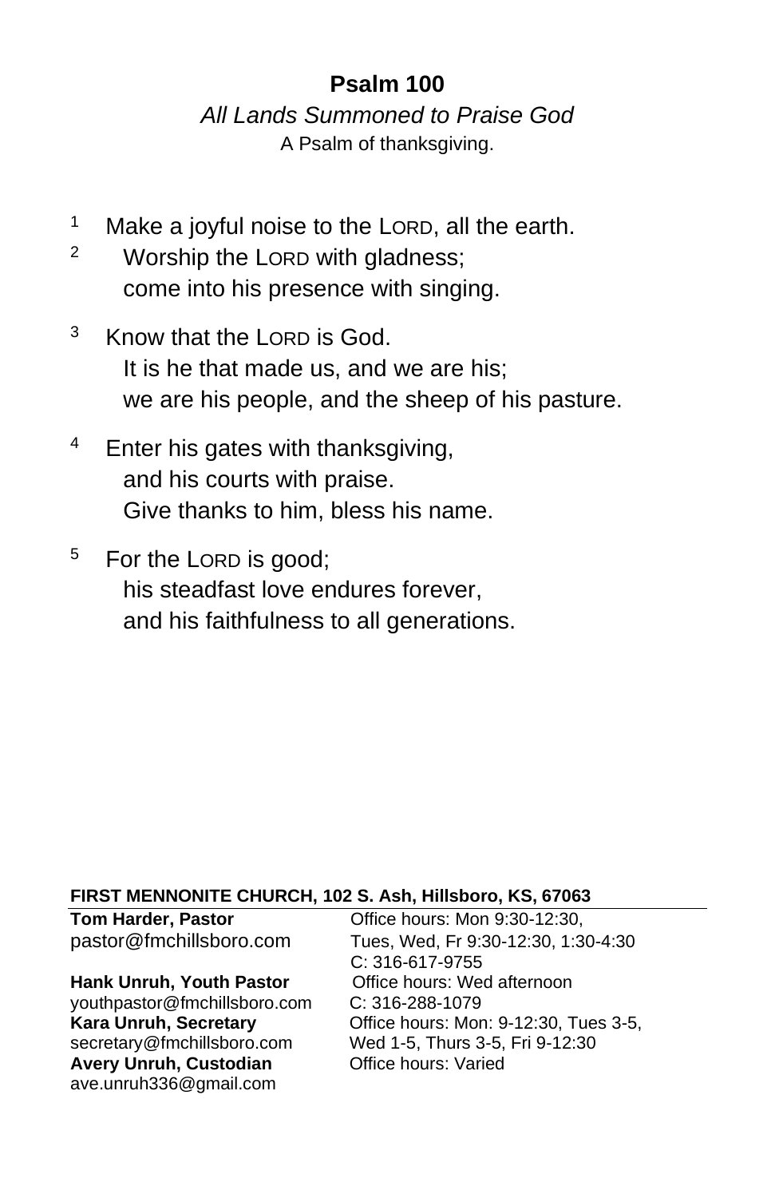# Psalm 100

*All Lands Summoned to Praise God*

A Psalm of thankfulness.

[1] Make a joyful noise to the LORD, all the earth.
[2] Worship the LORD with gladness;
come into his presence with singing.

[3] Know that the LORD is God.
It is he that made us, and we are his;
we are his people, and the sheep of his pasture.

[4] Enter his gates with thanksgiving,
and his courts with praise.
Give thanks to him, bless his name.

[5] For the LORD is good;
his steadfast love endures forever,
and his faithfulness to all generations.

**FIRST MENNONITE CHURCH, 102 S. Ash, Hillsboro, KS, 67063**

**Tom Harder, Pastor**
pastor@fmchillsboro.com
Office hours: Mon 9:30-12:30, Tues, Wed, Fr 9:30-12:30, 1:30-4:30
C: 316-617-9755

**Hank Unruh, Youth Pastor**
youthpastor@fmchillsboro.com
Office hours: Wed afternoon
C: 316-288-1079

**Kara Unruh, Secretary**
secretary@fmchillsboro.com
Office hours: Mon: 9-12:30, Tues 3-5, Wed 1-5, Thurs 3-5, Fri 9-12:30

**Avery Unruh, Custodian**
ave.unruh336@gmail.com
Office hours: Varied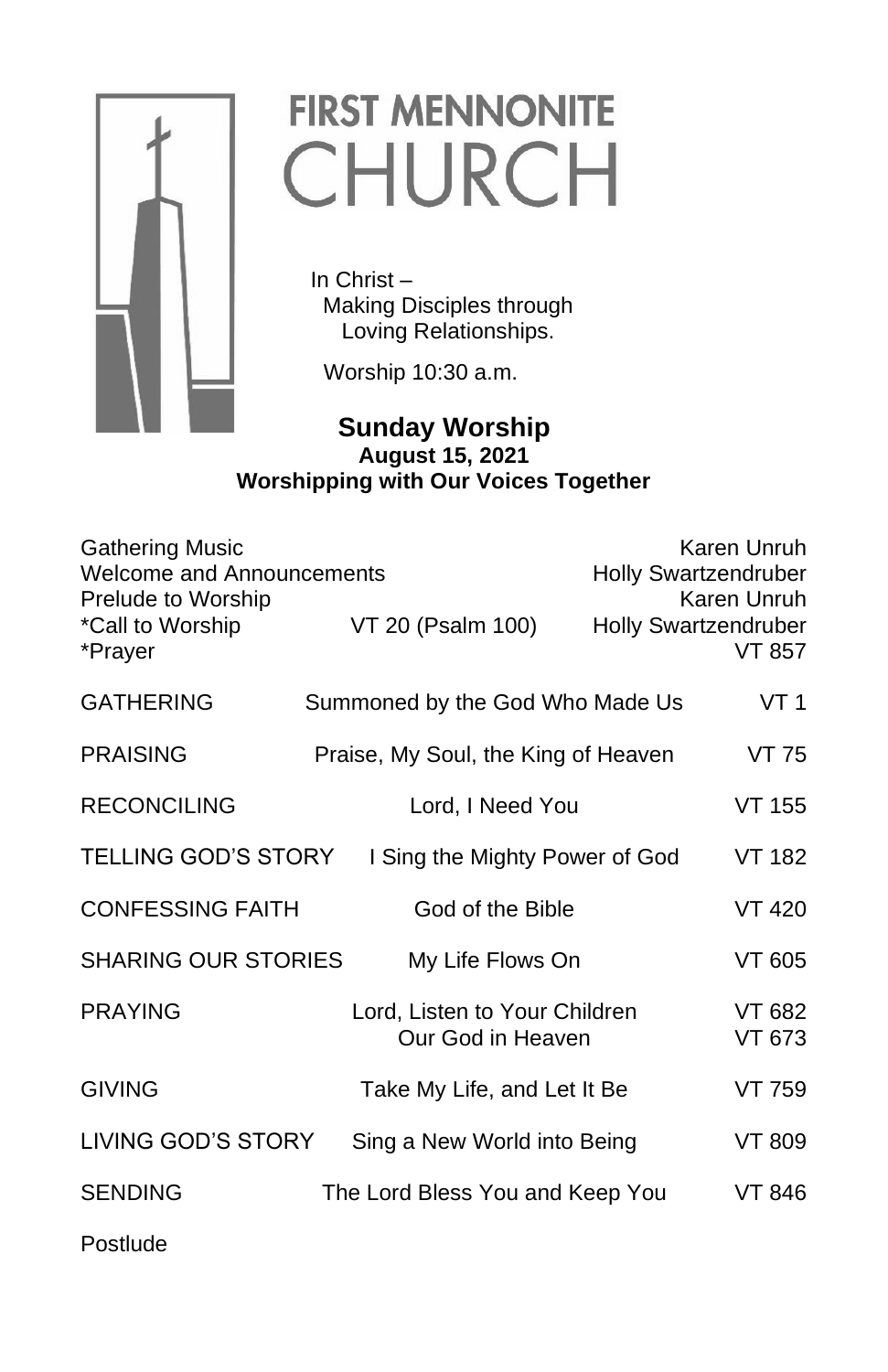# FIRST MENNONITE CHURCH

In Christ –
Making Disciples through
Loving Relationships.

Worship 10:30 a.m.

## Sunday Worship

**August 15, 2021**

**Worshipping with Our Voices Together**

| | | |
|---|---|---|
| Gathering Music | | Karen Unruh |
| Welcome and Announcements | | Holly Swartzendruber |
| Prelude to Worship | | Karen Unruh |
| *Call to Worship | VT 20 (Psalm 100) | Holly Swartzendruber |
| *Prayer | | VT 857 |
| GATHERING | Summoned by the God Who Made Us | VT 1 |
| PRAISING | Praise, My Soul, the King of Heaven | VT 75 |
| RECONCILING | Lord, I Need You | VT 155 |
| TELLING GOD'S STORY | I Sing the Mighty Power of God | VT 182 |
| CONFESSING FAITH | God of the Bible | VT 420 |
| SHARING OUR STORIES | My Life Flows On | VT 605 |
| PRAYING | Lord, Listen to Your Children | VT 682 |
| | Our God in Heaven | VT 673 |
| GIVING | Take My Life, and Let It Be | VT 759 |
| LIVING GOD'S STORY | Sing a New World into Being | VT 809 |
| SENDING | The Lord Bless You and Keep You | VT 846 |
| Postlude | | |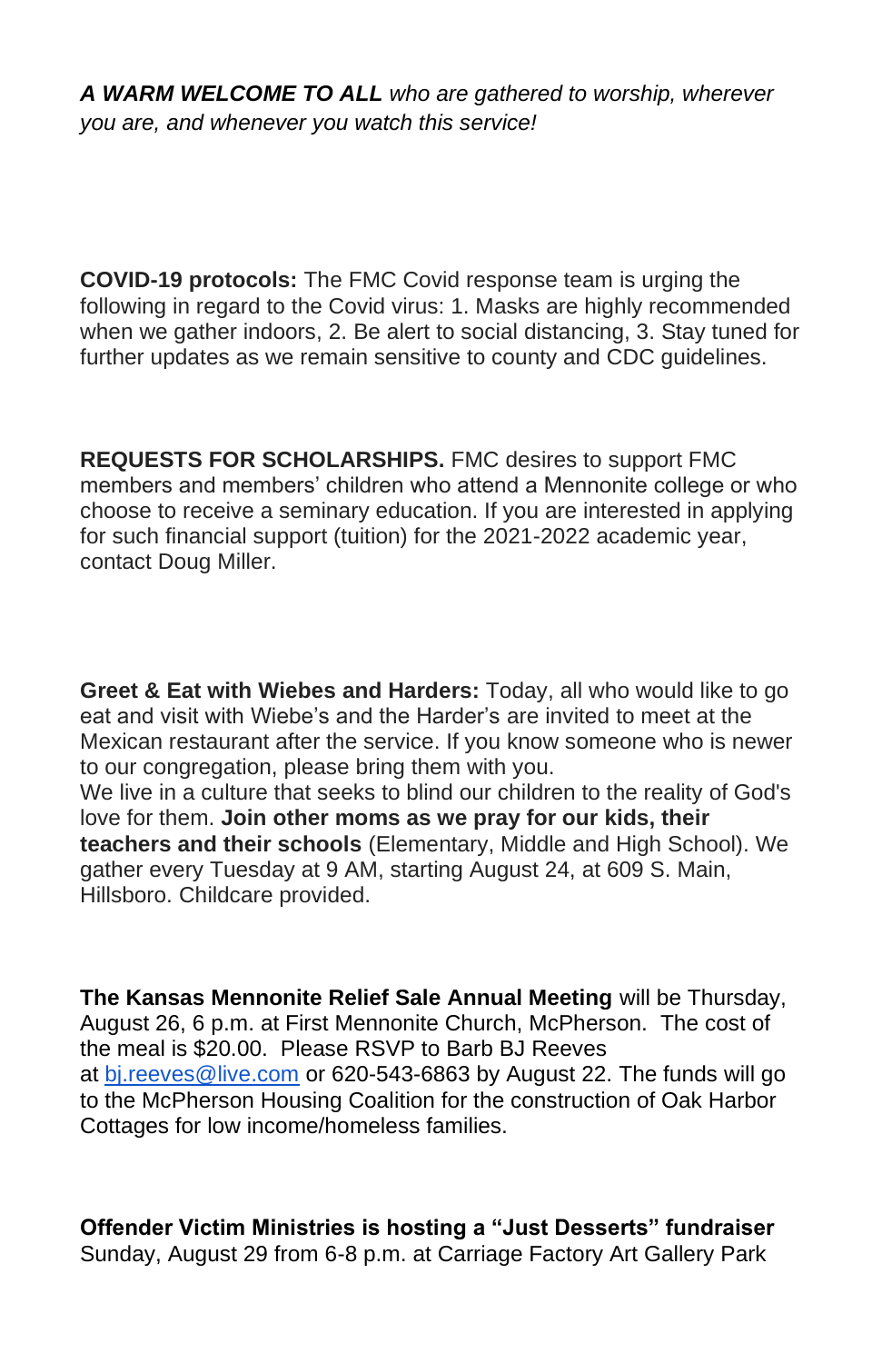***A WARM WELCOME TO ALL** who are gathered to worship, wherever you are, and whenever you watch this service!*

**COVID-19 protocols:** The FMC Covid response team is urging the following in regard to the Covid virus: 1. Masks are highly recommended when we gather indoors, 2. Be alert to social distancing, 3. Stay tuned for further updates as we remain sensitive to county and CDC guidelines.

**REQUESTS FOR SCHOLARSHIPS.** FMC desires to support FMC members and members' children who attend a Mennonite college or who choose to receive a seminary education. If you are interested in applying for such financial support (tuition) for the 2021-2022 academic year, contact Doug Miller.

**Greet & Eat with Wiebes and Harders:** Today, all who would like to go eat and visit with Wiebe's and the Harder's are invited to meet at the Mexican restaurant after the service. If you know someone who is newer to our congregation, please bring them with you.
We live in a culture that seeks to blind our children to the reality of God's love for them. **Join other moms as we pray for our kids, their teachers and their schools** (Elementary, Middle and High School). We gather every Tuesday at 9 AM, starting August 24, at 609 S. Main, Hillsboro. Childcare provided.

**The Kansas Mennonite Relief Sale Annual Meeting** will be Thursday, August 26, 6 p.m. at First Mennonite Church, McPherson. The cost of the meal is $20.00. Please RSVP to Barb BJ Reeves at bj.reeves@live.com or 620-543-6863 by August 22. The funds will go to the McPherson Housing Coalition for the construction of Oak Harbor Cottages for low income/homeless families.

**Offender Victim Ministries is hosting a "Just Desserts" fundraiser** Sunday, August 29 from 6-8 p.m. at Carriage Factory Art Gallery Park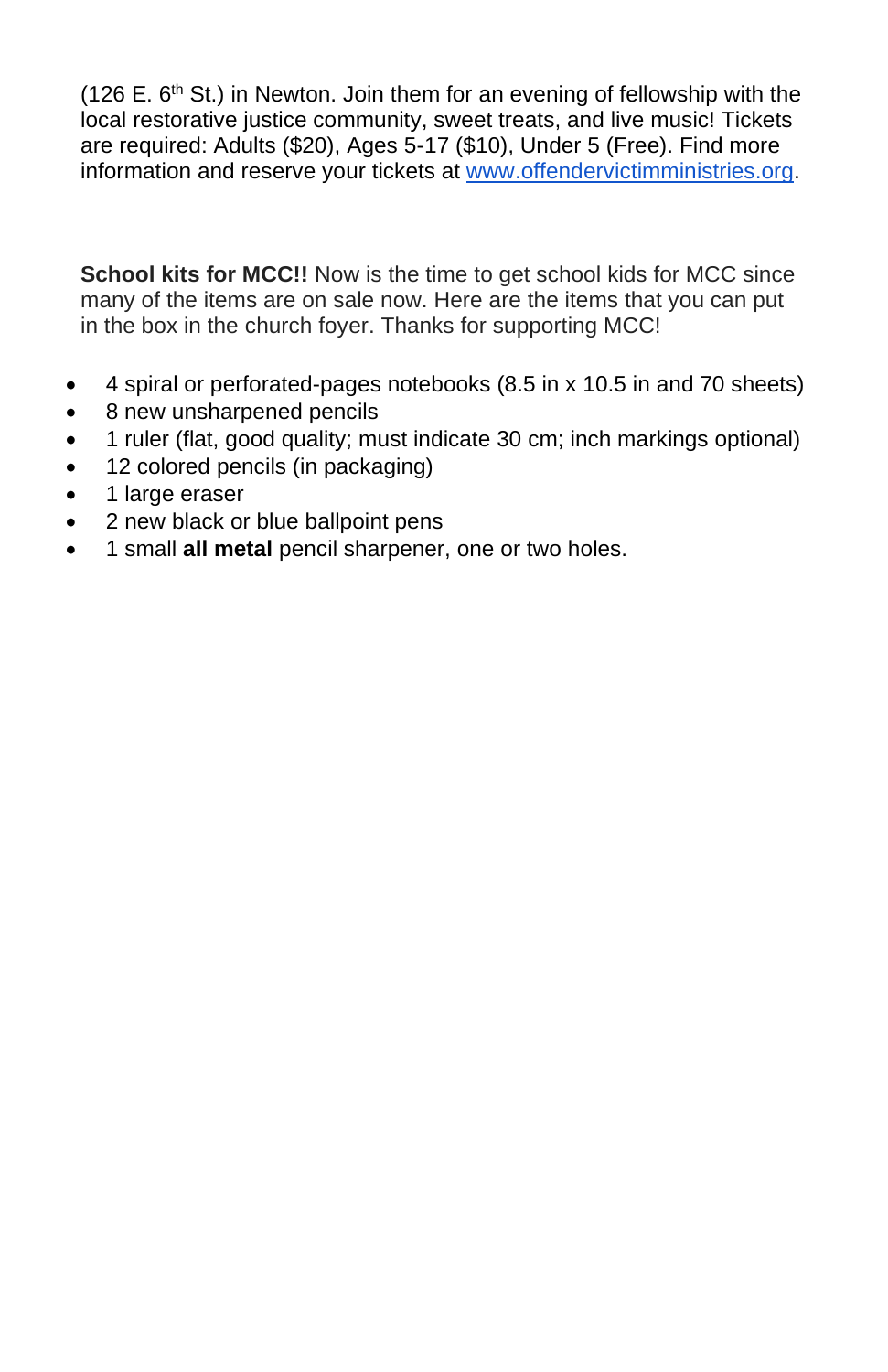(126 E. 6th St.) in Newton. Join them for an evening of fellowship with the local restorative justice community, sweet treats, and live music! Tickets are required: Adults ($20), Ages 5-17 ($10), Under 5 (Free). Find more information and reserve your tickets at www.offendervictimministries.org.

**School kits for MCC!!** Now is the time to get school kids for MCC since many of the items are on sale now. Here are the items that you can put in the box in the church foyer. Thanks for supporting MCC!

- 4 spiral or perforated-pages notebooks (8.5 in x 10.5 in and 70 sheets)
- 8 new unsharpened pencils
- 1 ruler (flat, good quality; must indicate 30 cm; inch markings optional)
- 12 colored pencils (in packaging)
- 1 large eraser
- 2 new black or blue ballpoint pens
- 1 small **all metal** pencil sharpener, one or two holes.